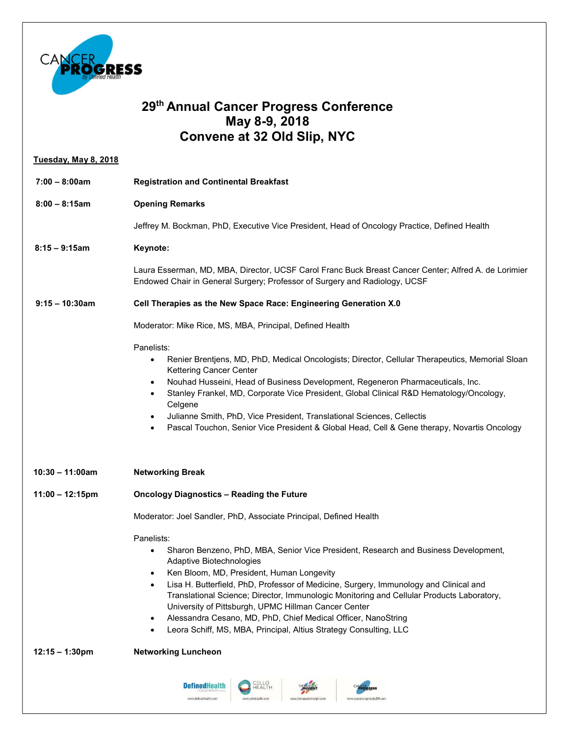# 29th Annual Cancer Progress Conference
## May 8-9, 2018
## Convene at 32 Old Slip, NYC

**Tuesday, May 8, 2018**

**7:00 – 8:00am** **Registration and Continental Breakfast**

**8:00 – 8:15am** **Opening Remarks**

Jeffrey M. Bockman, PhD, Executive Vice President, Head of Oncology Practice, Defined Health

**8:15 – 9:15am** **Keynote:**

Laura Esserman, MD, MBA, Director, UCSF Carol Franc Buck Breast Cancer Center; Alfred A. de Lorimier Endowed Chair in General Surgery; Professor of Surgery and Radiology, UCSF

**9:15 – 10:30am** **Cell Therapies as the New Space Race: Engineering Generation X.0**

Moderator: Mike Rice, MS, MBA, Principal, Defined Health

Panelists:

- Renier Brentjens, MD, PhD, Medical Oncologists; Director, Cellular Therapeutics, Memorial Sloan Kettering Cancer Center
- Nouhad Husseini, Head of Business Development, Regeneron Pharmaceuticals, Inc.
- Stanley Frankel, MD, Corporate Vice President, Global Clinical R&D Hematology/Oncology, Celgene
- Julianne Smith, PhD, Vice President, Translational Sciences, Cellectis
- Pascal Touchon, Senior Vice President & Global Head, Cell & Gene therapy, Novartis Oncology

**10:30 – 11:00am** **Networking Break**

**11:00 – 12:15pm** **Oncology Diagnostics – Reading the Future**

Moderator: Joel Sandler, PhD, Associate Principal, Defined Health

Panelists:

- Sharon Benzeno, PhD, MBA, Senior Vice President, Research and Business Development, Adaptive Biotechnologies
- Ken Bloom, MD, President, Human Longevity
- Lisa H. Butterfield, PhD, Professor of Medicine, Surgery, Immunology and Clinical and Translational Science; Director, Immunologic Monitoring and Cellular Products Laboratory, University of Pittsburgh, UPMC Hillman Cancer Center
- Alessandra Cesano, MD, PhD, Chief Medical Officer, NanoString
- Leora Schiff, MS, MBA, Principal, Altius Strategy Consulting, LLC

**12:15 – 1:30pm** **Networking Luncheon**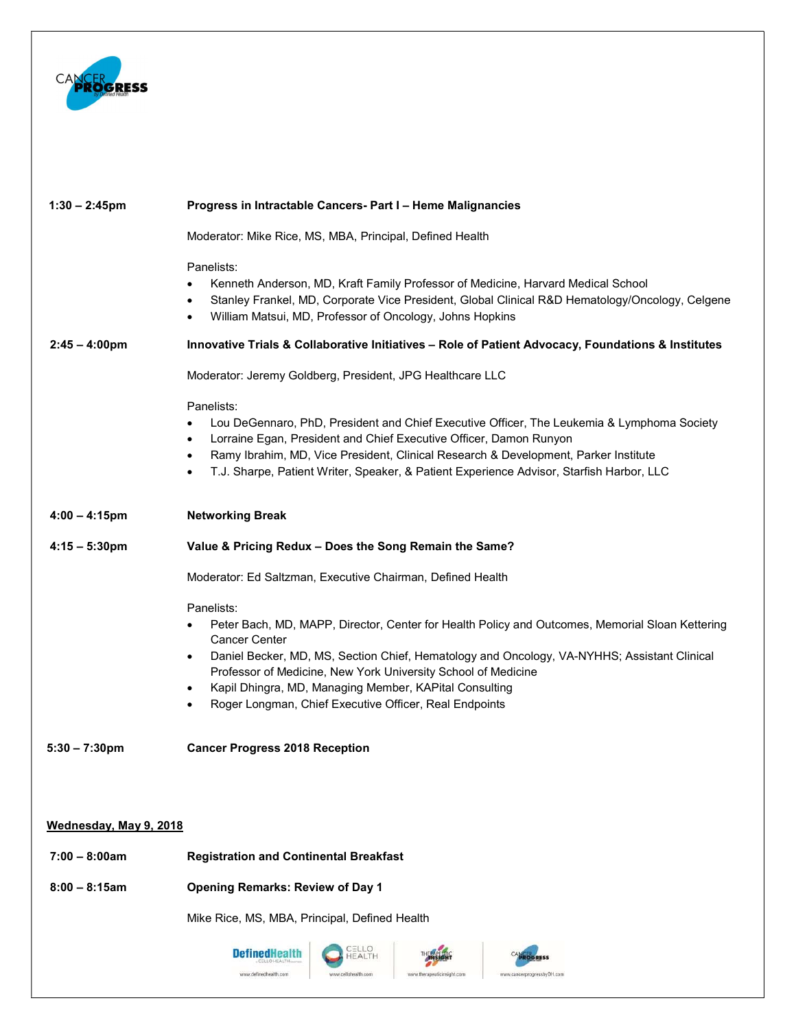**1:30 – 2:45pm** **Progress in Intractable Cancers- Part I – Heme Malignancies**

Moderator: Mike Rice, MS, MBA, Principal, Defined Health

Panelists:

- Kenneth Anderson, MD, Kraft Family Professor of Medicine, Harvard Medical School
- Stanley Frankel, MD, Corporate Vice President, Global Clinical R&D Hematology/Oncology, Celgene
- William Matsui, MD, Professor of Oncology, Johns Hopkins

**2:45 – 4:00pm** **Innovative Trials & Collaborative Initiatives – Role of Patient Advocacy, Foundations & Institutes**

Moderator: Jeremy Goldberg, President, JPG Healthcare LLC

Panelists:

- Lou DeGennaro, PhD, President and Chief Executive Officer, The Leukemia & Lymphoma Society
- Lorraine Egan, President and Chief Executive Officer, Damon Runyon
- Ramy Ibrahim, MD, Vice President, Clinical Research & Development, Parker Institute
- T.J. Sharpe, Patient Writer, Speaker, & Patient Experience Advisor, Starfish Harbor, LLC

**4:00 – 4:15pm** **Networking Break**

**4:15 – 5:30pm** **Value & Pricing Redux – Does the Song Remain the Same?**

Moderator: Ed Saltzman, Executive Chairman, Defined Health

Panelists:

- Peter Bach, MD, MAPP, Director, Center for Health Policy and Outcomes, Memorial Sloan Kettering Cancer Center
- Daniel Becker, MD, MS, Section Chief, Hematology and Oncology, VA-NYHHS; Assistant Clinical Professor of Medicine, New York University School of Medicine
- Kapil Dhingra, MD, Managing Member, KAPital Consulting
- Roger Longman, Chief Executive Officer, Real Endpoints

**5:30 – 7:30pm** **Cancer Progress 2018 Reception**

## Wednesday, May 9, 2018

**7:00 – 8:00am** **Registration and Continental Breakfast**

**8:00 – 8:15am** **Opening Remarks: Review of Day 1**

Mike Rice, MS, MBA, Principal, Defined Health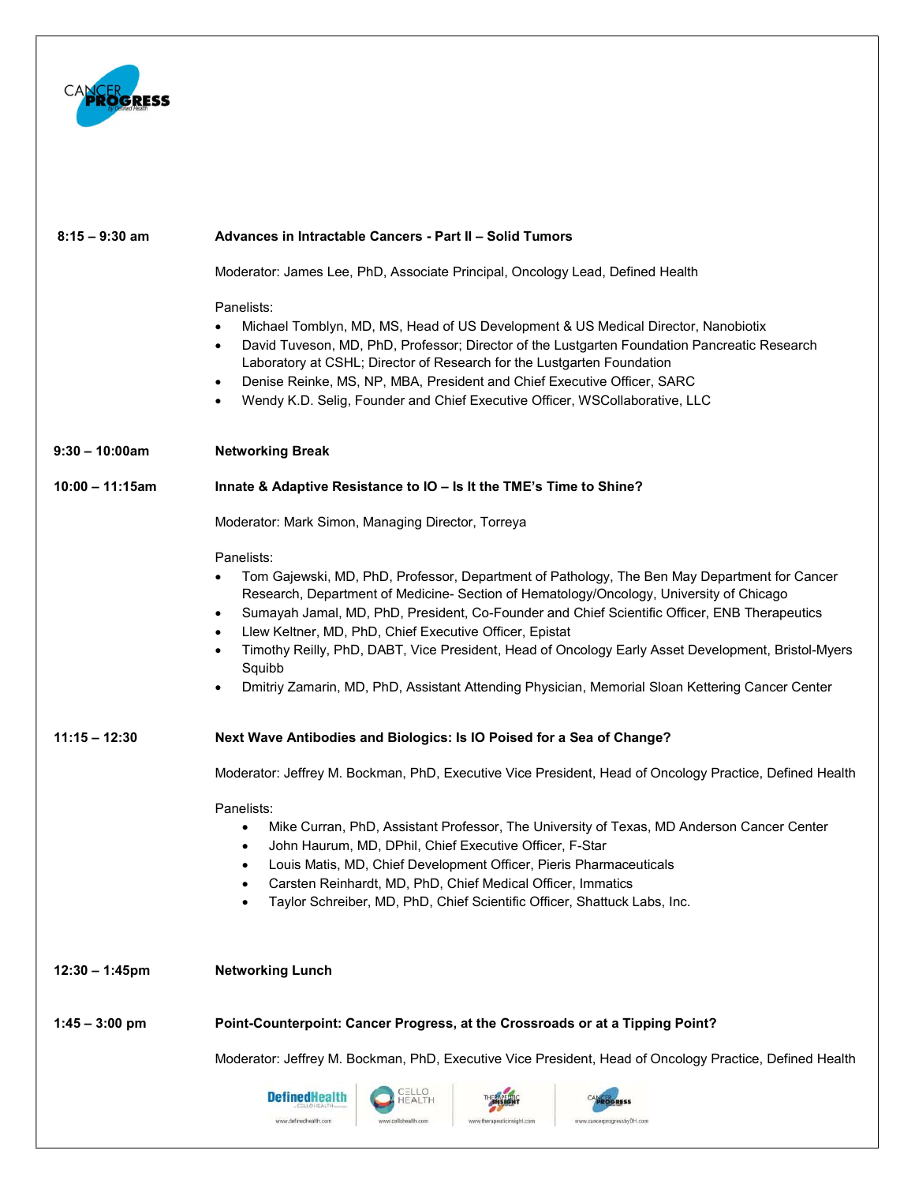**8:15 – 9:30 am** **Advances in Intractable Cancers - Part II – Solid Tumors**

Moderator: James Lee, PhD, Associate Principal, Oncology Lead, Defined Health

Panelists:

- Michael Tomblyn, MD, MS, Head of US Development & US Medical Director, Nanobiotix
- David Tuveson, MD, PhD, Professor; Director of the Lustgarten Foundation Pancreatic Research Laboratory at CSHL; Director of Research for the Lustgarten Foundation
- Denise Reinke, MS, NP, MBA, President and Chief Executive Officer, SARC
- Wendy K.D. Selig, Founder and Chief Executive Officer, WSCollaborative, LLC

**9:30 – 10:00am** **Networking Break**

**10:00 – 11:15am** **Innate & Adaptive Resistance to IO – Is It the TME's Time to Shine?**

Moderator: Mark Simon, Managing Director, Torreya

Panelists:

- Tom Gajewski, MD, PhD, Professor, Department of Pathology, The Ben May Department for Cancer Research, Department of Medicine- Section of Hematology/Oncology, University of Chicago
- Sumayah Jamal, MD, PhD, President, Co-Founder and Chief Scientific Officer, ENB Therapeutics
- Llew Keltner, MD, PhD, Chief Executive Officer, Epistat
- Timothy Reilly, PhD, DABT, Vice President, Head of Oncology Early Asset Development, Bristol-Myers Squibb
- Dmitriy Zamarin, MD, PhD, Assistant Attending Physician, Memorial Sloan Kettering Cancer Center

**11:15 – 12:30** **Next Wave Antibodies and Biologics: Is IO Poised for a Sea of Change?**

Moderator: Jeffrey M. Bockman, PhD, Executive Vice President, Head of Oncology Practice, Defined Health

Panelists:

- Mike Curran, PhD, Assistant Professor, The University of Texas, MD Anderson Cancer Center
- John Haurum, MD, DPhil, Chief Executive Officer, F-Star
- Louis Matis, MD, Chief Development Officer, Pieris Pharmaceuticals
- Carsten Reinhardt, MD, PhD, Chief Medical Officer, Immatics
- Taylor Schreiber, MD, PhD, Chief Scientific Officer, Shattuck Labs, Inc.

**12:30 – 1:45pm** **Networking Lunch**

**1:45 – 3:00 pm** **Point-Counterpoint: Cancer Progress, at the Crossroads or at a Tipping Point?**

Moderator: Jeffrey M. Bockman, PhD, Executive Vice President, Head of Oncology Practice, Defined Health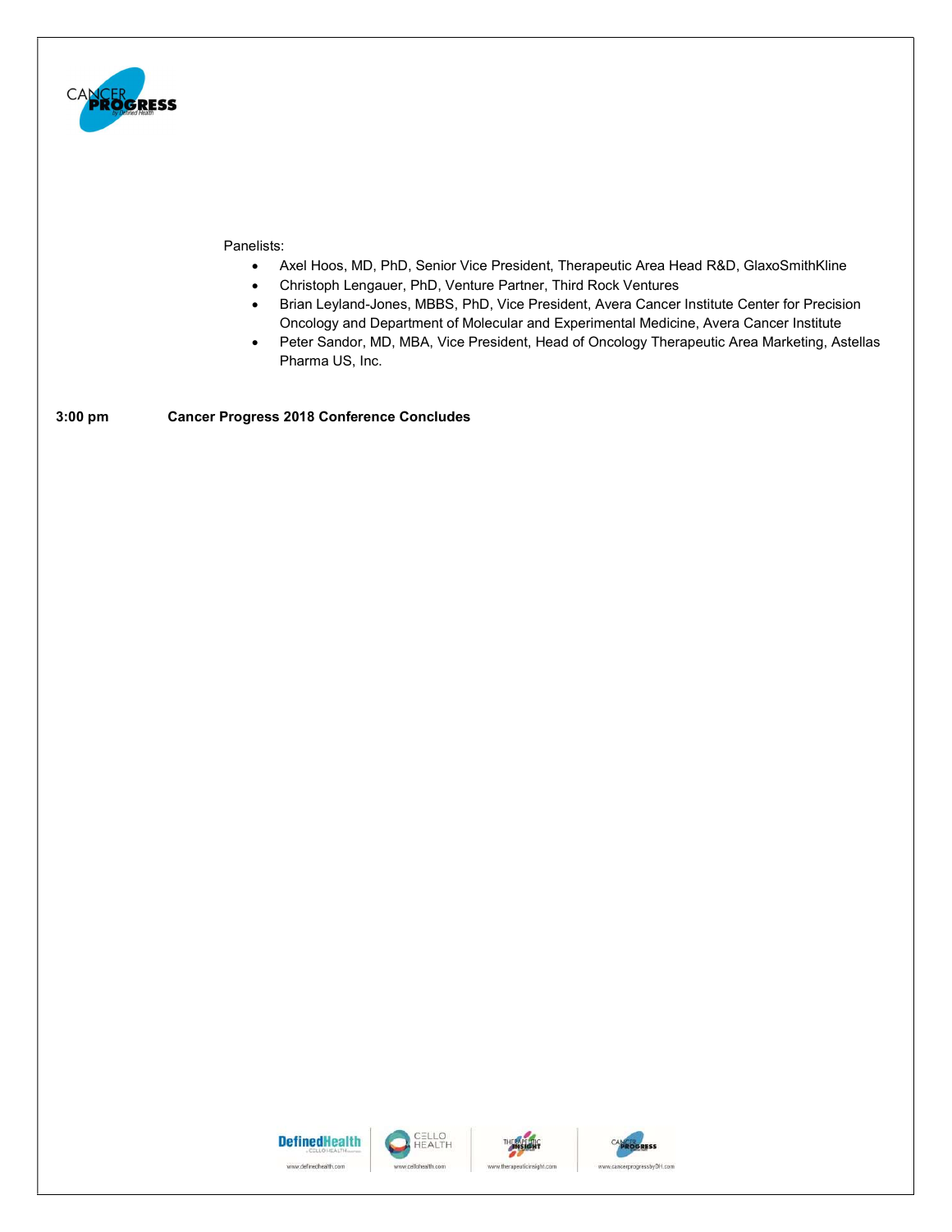Panelists:

- Axel Hoos, MD, PhD, Senior Vice President, Therapeutic Area Head R&D, GlaxoSmithKline
- Christoph Lengauer, PhD, Venture Partner, Third Rock Ventures
- Brian Leyland-Jones, MBBS, PhD, Vice President, Avera Cancer Institute Center for Precision Oncology and Department of Molecular and Experimental Medicine, Avera Cancer Institute
- Peter Sandor, MD, MBA, Vice President, Head of Oncology Therapeutic Area Marketing, Astellas Pharma US, Inc.

**3:00 pm** **Cancer Progress 2018 Conference Concludes**